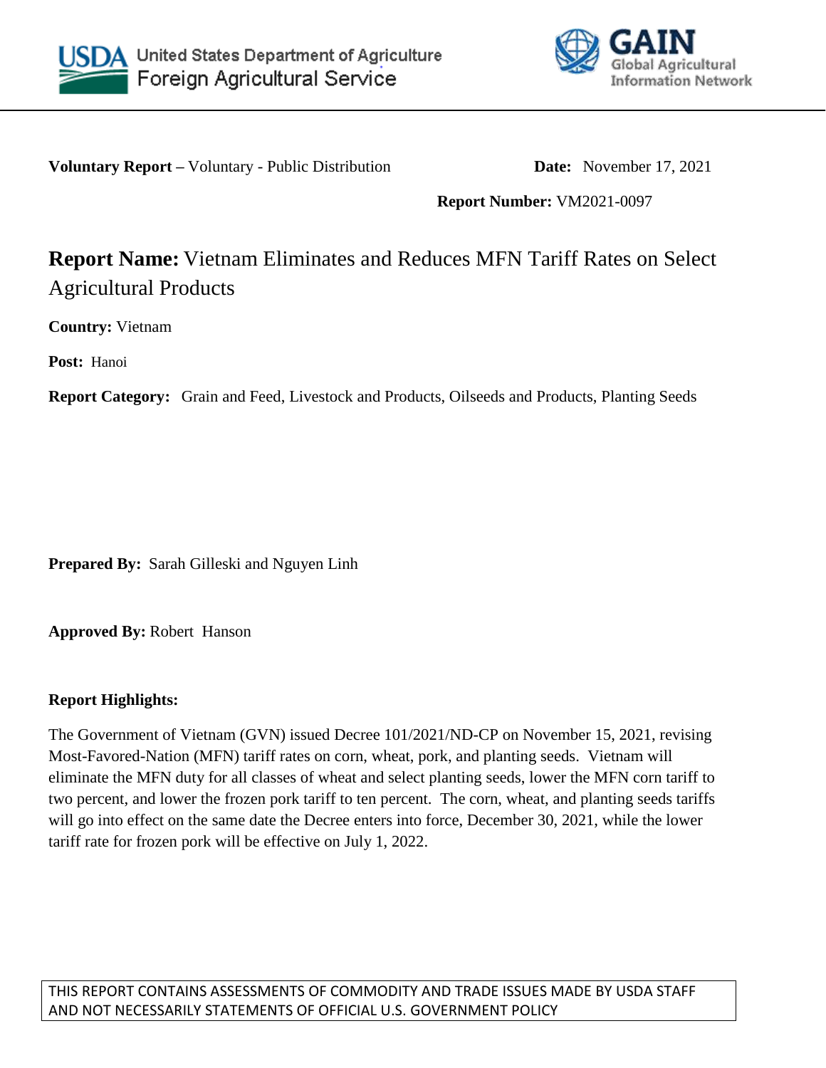United States Department of Agriculture
Foreign Agricultural Service

GAIN Global Agricultural Information Network

**Voluntary Report –** Voluntary - Public Distribution **Date:** November 17, 2021

**Report Number:** VM2021-0097

# **Report Name:** Vietnam Eliminates and Reduces MFN Tariff Rates on Select Agricultural Products

**Country:** Vietnam

**Post:** Hanoi

**Report Category:** Grain and Feed, Livestock and Products, Oilseeds and Products, Planting Seeds

**Prepared By:** Sarah Gilleski and Nguyen Linh

**Approved By:** Robert Hanson

**Report Highlights:**

The Government of Vietnam (GVN) issued Decree 101/2021/ND-CP on November 15, 2021, revising Most-Favored-Nation (MFN) tariff rates on corn, wheat, pork, and planting seeds. Vietnam will eliminate the MFN duty for all classes of wheat and select planting seeds, lower the MFN corn tariff to two percent, and lower the frozen pork tariff to ten percent. The corn, wheat, and planting seeds tariffs will go into effect on the same date the Decree enters into force, December 30, 2021, while the lower tariff rate for frozen pork will be effective on July 1, 2022.

THIS REPORT CONTAINS ASSESSMENTS OF COMMODITY AND TRADE ISSUES MADE BY USDA STAFF AND NOT NECESSARILY STATEMENTS OF OFFICIAL U.S. GOVERNMENT POLICY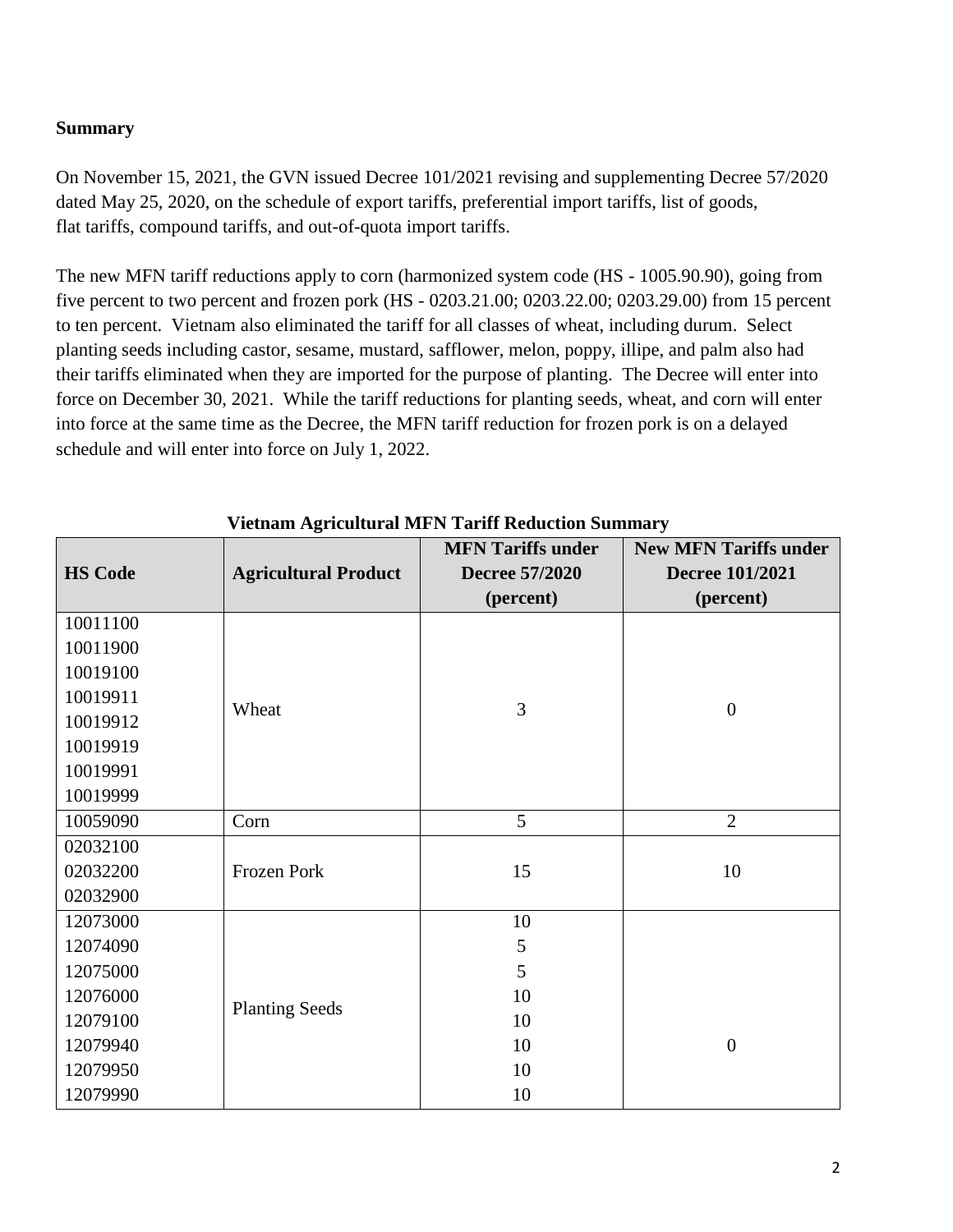**Summary**

On November 15, 2021, the GVN issued Decree 101/2021 revising and supplementing Decree 57/2020 dated May 25, 2020, on the schedule of export tariffs, preferential import tariffs, list of goods, flat tariffs, compound tariffs, and out-of-quota import tariffs.

The new MFN tariff reductions apply to corn (harmonized system code (HS - 1005.90.90), going from five percent to two percent and frozen pork (HS - 0203.21.00; 0203.22.00; 0203.29.00) from 15 percent to ten percent. Vietnam also eliminated the tariff for all classes of wheat, including durum. Select planting seeds including castor, sesame, mustard, safflower, melon, poppy, illipe, and palm also had their tariffs eliminated when they are imported for the purpose of planting. The Decree will enter into force on December 30, 2021. While the tariff reductions for planting seeds, wheat, and corn will enter into force at the same time as the Decree, the MFN tariff reduction for frozen pork is on a delayed schedule and will enter into force on July 1, 2022.

**Vietnam Agricultural MFN Tariff Reduction Summary**

| HS Code | Agricultural Product | MFN Tariffs under Decree 57/2020 (percent) | New MFN Tariffs under Decree 101/2021 (percent) |
|---|---|---|---|
| 10011100<br>10011900<br>10019100<br>10019911<br>10019912<br>10019919<br>10019991<br>10019999 | Wheat | 3 | 0 |
| 10059090 | Corn | 5 | 2 |
| 02032100<br>02032200<br>02032900 | Frozen Pork | 15 | 10 |
| 12073000<br>12074090<br>12075000<br>12076000<br>12079100<br>12079940<br>12079950<br>12079990 | Planting Seeds | 10<br>5<br>5<br>10<br>10<br>10<br>10<br>10 | 0 |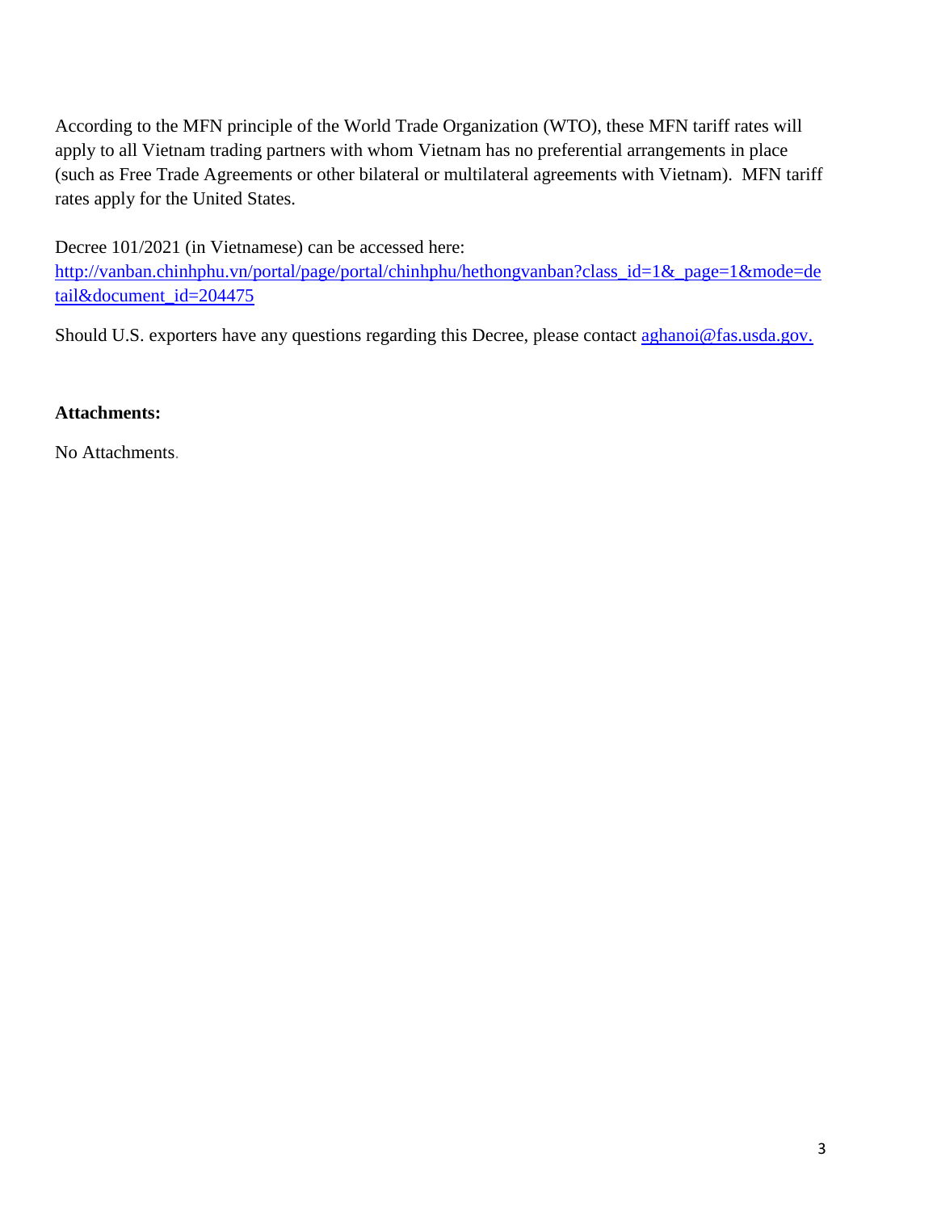According to the MFN principle of the World Trade Organization (WTO), these MFN tariff rates will apply to all Vietnam trading partners with whom Vietnam has no preferential arrangements in place (such as Free Trade Agreements or other bilateral or multilateral agreements with Vietnam). MFN tariff rates apply for the United States.

Decree 101/2021 (in Vietnamese) can be accessed here:
[http://vanban.chinhphu.vn/portal/page/portal/chinhphu/hethongvanban?class_id=1&_page=1&mode=detail&document_id=204475](http://vanban.chinhphu.vn/portal/page/portal/chinhphu/hethongvanban?class_id=1&_page=1&mode=detail&document_id=204475)

Should U.S. exporters have any questions regarding this Decree, please contact [aghanoi@fas.usda.gov.](mailto:aghanoi@fas.usda.gov)

**Attachments:**

No Attachments.